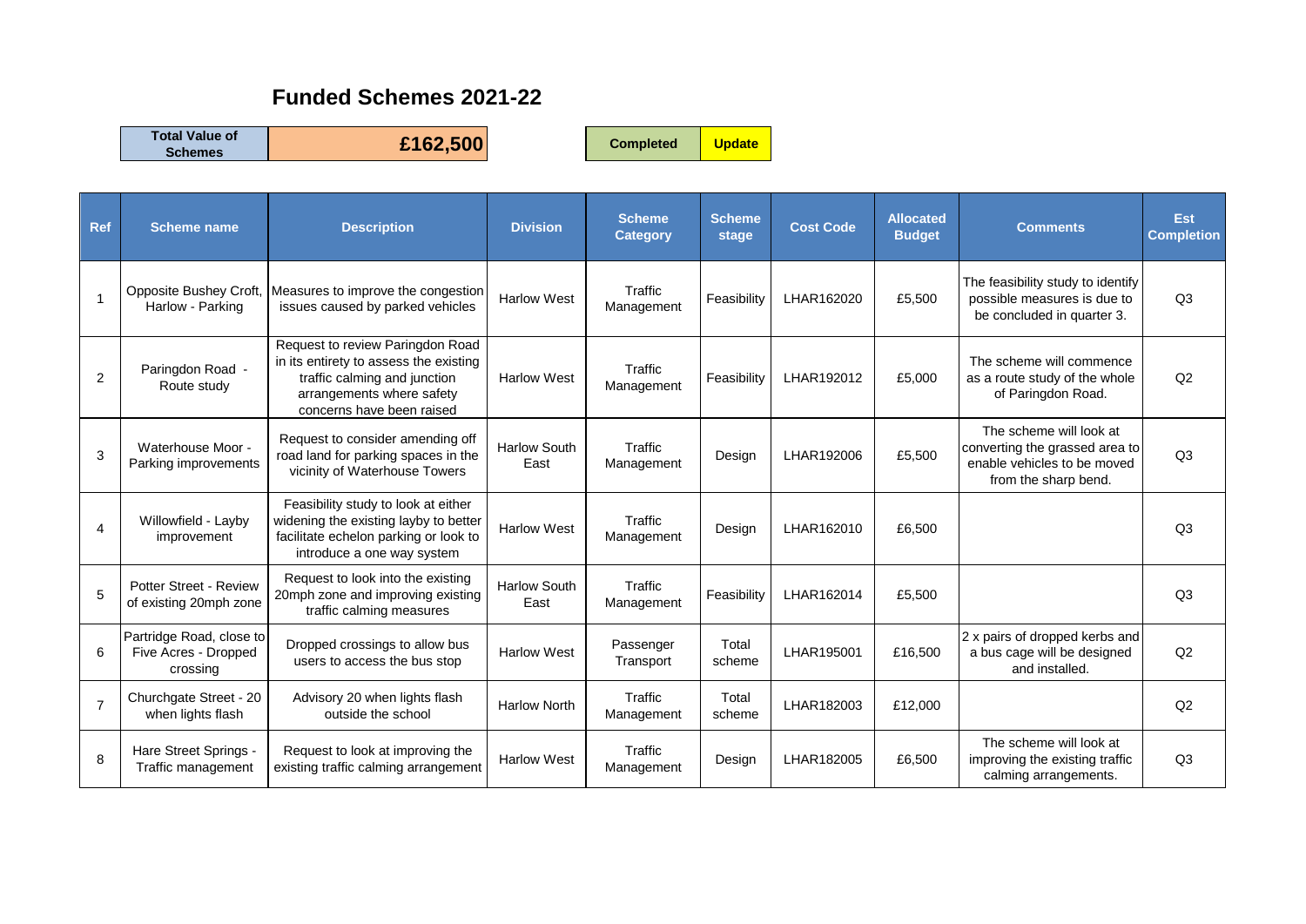# Funded Schemes 2021-22

| Total Value of Schemes | £162,500 |
|---|---|

| Completed | Update |
|---|---|

| Ref | Scheme name | Description | Division | Scheme Category | Scheme stage | Cost Code | Allocated Budget | Comments | Est Completion |
|---|---|---|---|---|---|---|---|---|---|
| 1 | Opposite Bushey Croft, Harlow - Parking | Measures to improve the congestion issues caused by parked vehicles | Harlow West | Traffic Management | Feasibility | LHAR162020 | £5,500 | The feasibility study to identify possible measures is due to be concluded in quarter 3. | Q3 |
| 2 | Paringdon Road - Route study | Request to review Paringdon Road in its entirety to assess the existing traffic calming and junction arrangements where safety concerns have been raised | Harlow West | Traffic Management | Feasibility | LHAR192012 | £5,000 | The scheme will commence as a route study of the whole of Paringdon Road. | Q2 |
| 3 | Waterhouse Moor - Parking improvements | Request to consider amending off road land for parking spaces in the vicinity of Waterhouse Towers | Harlow South East | Traffic Management | Design | LHAR192006 | £5,500 | The scheme will look at converting the grassed area to enable vehicles to be moved from the sharp bend. | Q3 |
| 4 | Willowfield - Layby improvement | Feasibility study to look at either widening the existing layby to better facilitate echelon parking or look to introduce a one way system | Harlow West | Traffic Management | Design | LHAR162010 | £6,500 | | Q3 |
| 5 | Potter Street - Review of existing 20mph zone | Request to look into the existing 20mph zone and improving existing traffic calming measures | Harlow South East | Traffic Management | Feasibility | LHAR162014 | £5,500 | | Q3 |
| 6 | Partridge Road, close to Five Acres - Dropped crossing | Dropped crossings to allow bus users to access the bus stop | Harlow West | Passenger Transport | Total scheme | LHAR195001 | £16,500 | 2 x pairs of dropped kerbs and a bus cage will be designed and installed. | Q2 |
| 7 | Churchgate Street - 20 when lights flash | Advisory 20 when lights flash outside the school | Harlow North | Traffic Management | Total scheme | LHAR182003 | £12,000 | | Q2 |
| 8 | Hare Street Springs - Traffic management | Request to look at improving the existing traffic calming arrangement | Harlow West | Traffic Management | Design | LHAR182005 | £6,500 | The scheme will look at improving the existing traffic calming arrangements. | Q3 |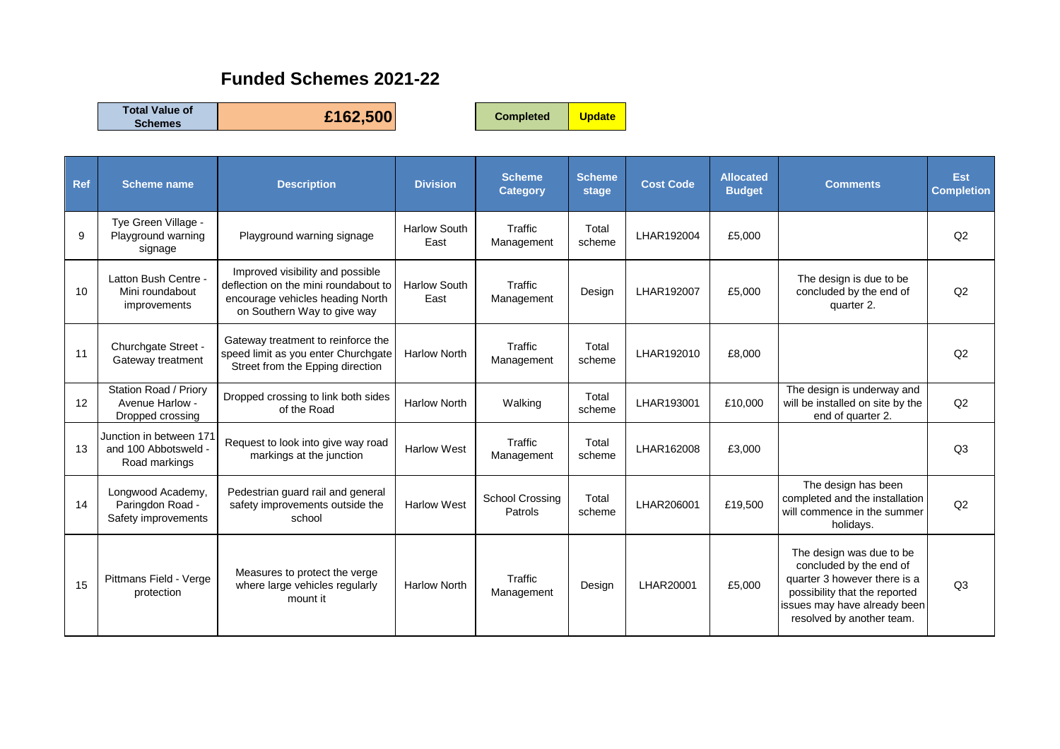## Funded Schemes 2021-22

| Total Value of Schemes | £162,500 | | Completed | Update |
|---|---|---|---|---|

| Ref | Scheme name | Description | Division | Scheme Category | Scheme stage | Cost Code | Allocated Budget | Comments | Est Completion |
|---|---|---|---|---|---|---|---|---|---|
| 9 | Tye Green Village - Playground warning signage | Playground warning signage | Harlow South East | Traffic Management | Total scheme | LHAR192004 | £5,000 | | Q2 |
| 10 | Latton Bush Centre - Mini roundabout improvements | Improved visibility and possible deflection on the mini roundabout to encourage vehicles heading North on Southern Way to give way | Harlow South East | Traffic Management | Design | LHAR192007 | £5,000 | The design is due to be concluded by the end of quarter 2. | Q2 |
| 11 | Churchgate Street - Gateway treatment | Gateway treatment to reinforce the speed limit as you enter Churchgate Street from the Epping direction | Harlow North | Traffic Management | Total scheme | LHAR192010 | £8,000 | | Q2 |
| 12 | Station Road / Priory Avenue Harlow - Dropped crossing | Dropped crossing to link both sides of the Road | Harlow North | Walking | Total scheme | LHAR193001 | £10,000 | The design is underway and will be installed on site by the end of quarter 2. | Q2 |
| 13 | Junction in between 171 and 100 Abbotsweld - Road markings | Request to look into give way road markings at the junction | Harlow West | Traffic Management | Total scheme | LHAR162008 | £3,000 | | Q3 |
| 14 | Longwood Academy, Paringdon Road - Safety improvements | Pedestrian guard rail and general safety improvements outside the school | Harlow West | School Crossing Patrols | Total scheme | LHAR206001 | £19,500 | The design has been completed and the installation will commence in the summer holidays. | Q2 |
| 15 | Pittmans Field - Verge protection | Measures to protect the verge where large vehicles regularly mount it | Harlow North | Traffic Management | Design | LHAR20001 | £5,000 | The design was due to be concluded by the end of quarter 3 however there is a possibility that the reported issues may have already been resolved by another team. | Q3 |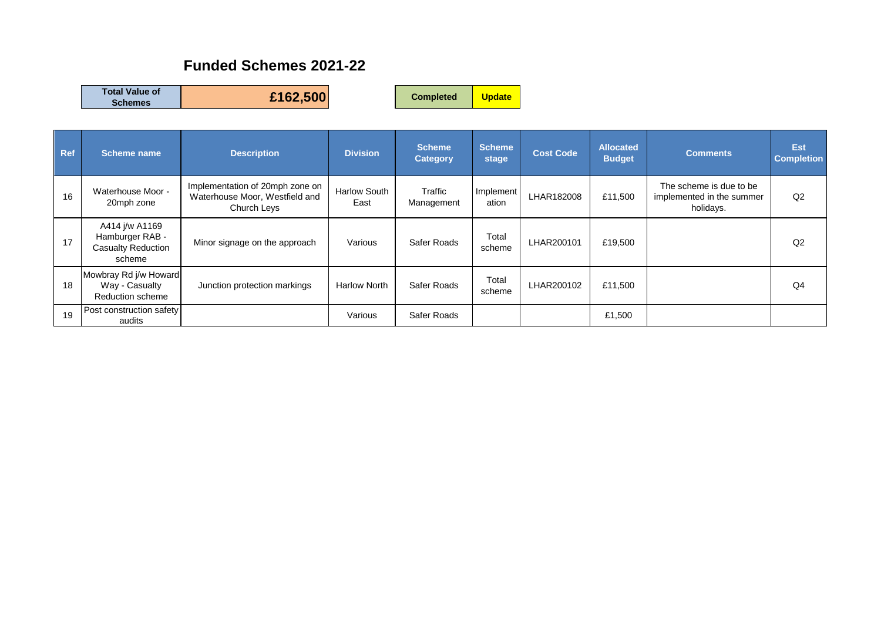## Funded Schemes 2021-22

| Total Value of Schemes | £162,500 | Completed | Update |
|---|---|---|---|

| Ref | Scheme name | Description | Division | Scheme Category | Scheme stage | Cost Code | Allocated Budget | Comments | Est Completion |
|---|---|---|---|---|---|---|---|---|---|
| 16 | Waterhouse Moor - 20mph zone | Implementation of 20mph zone on Waterhouse Moor, Westfield and Church Leys | Harlow South East | Traffic Management | Implementation | LHAR182008 | £11,500 | The scheme is due to be implemented in the summer holidays. | Q2 |
| 17 | A414 j/w A1169 Hamburger RAB - Casualty Reduction scheme | Minor signage on the approach | Various | Safer Roads | Total scheme | LHAR200101 | £19,500 | | Q2 |
| 18 | Mowbray Rd j/w Howard Way - Casualty Reduction scheme | Junction protection markings | Harlow North | Safer Roads | Total scheme | LHAR200102 | £11,500 | | Q4 |
| 19 | Post construction safety audits | | Various | Safer Roads | | | £1,500 | | |